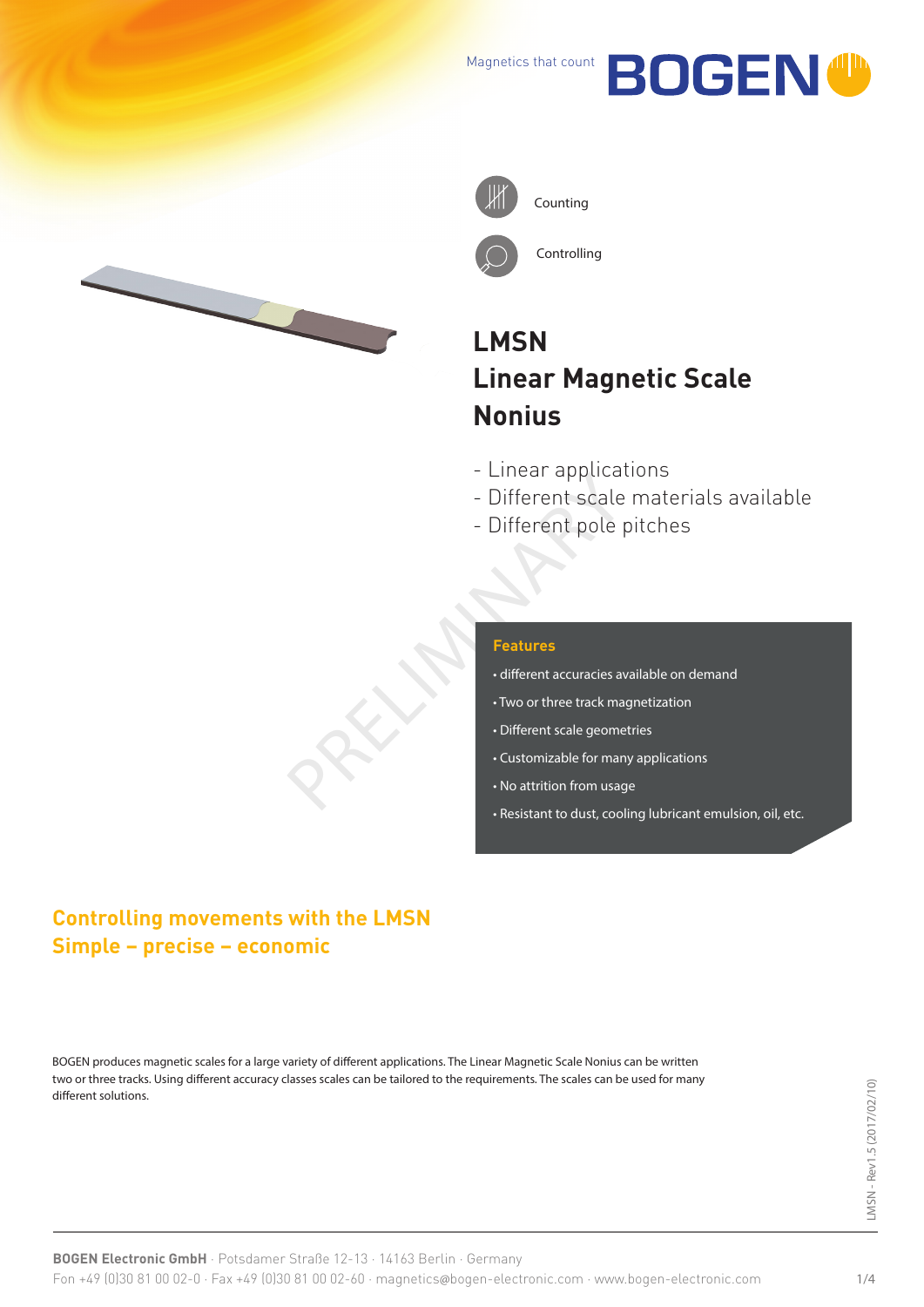Magnetics that count

Counting

Controlling

# LMSN
# Linear Magnetic Scale Nonius

- Linear applications
- Different scale materials available
- Different pole pitches

PRELIMINARY

## Features

- different accuracies available on demand
- Two or three track magnetization
- Different scale geometries
- Customizable for many applications
- No attrition from usage
- Resistant to dust, cooling lubricant emulsion, oil, etc.

## Controlling movements with the LMSN
## Simple – precise – economic

BOGEN produces magnetic scales for a large variety of different applications. The Linear Magnetic Scale Nonius can be written two or three tracks. Using different accuracy classes scales can be tailored to the requirements. The scales can be used for many different solutions.

LMSN - Rev1.5 (2017/02/10)

**BOGEN Electronic GmbH** · Potsdamer Straße 12-13 · 14163 Berlin · Germany
Fon +49 (0)30 81 00 02-0 · Fax +49 (0)30 81 00 02-60 · magnetics@bogen-electronic.com · www.bogen-electronic.com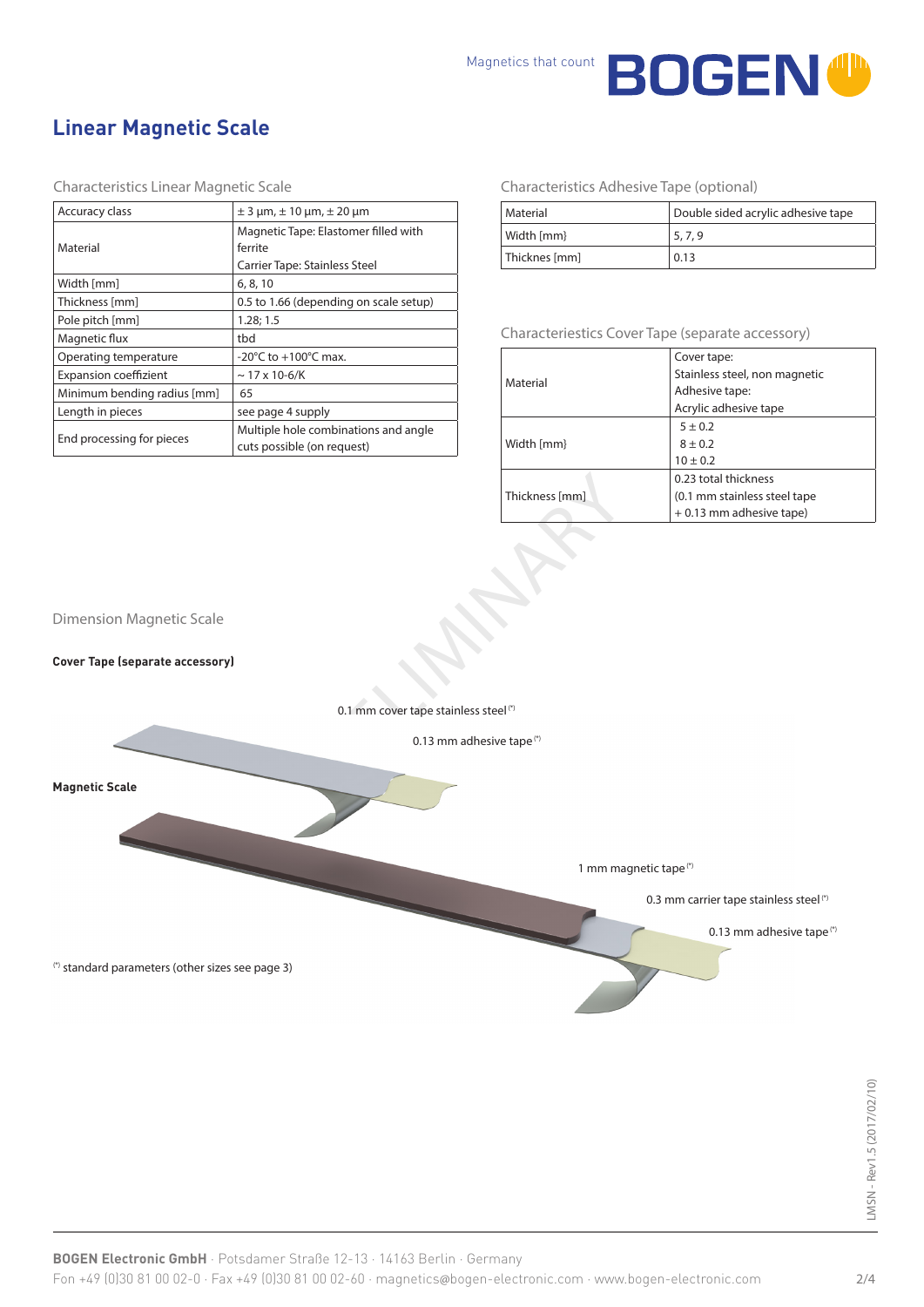## Linear Magnetic Scale

Characteristics Linear Magnetic Scale

| | |
|---|---|
| Accuracy class | ± 3 µm, ± 10 µm, ± 20 µm |
| Material | Magnetic Tape: Elastomer filled with ferrite<br>Carrier Tape: Stainless Steel |
| Width [mm] | 6, 8, 10 |
| Thickness [mm] | 0.5 to 1.66 (depending on scale setup) |
| Pole pitch [mm] | 1.28; 1.5 |
| Magnetic flux | tbd |
| Operating temperature | -20°C to +100°C max. |
| Expansion coeffizient | ~ 17 x 10-6/K |
| Minimum bending radius [mm] | 65 |
| Length in pieces | see page 4 supply |
| End processing for pieces | Multiple hole combinations and angle cuts possible (on request) |

Characteristics Adhesive Tape (optional)

| | |
|---|---|
| Material | Double sided acrylic adhesive tape |
| Width [mm} | 5, 7, 9 |
| Thicknes [mm] | 0.13 |

Characteriestics Cover Tape (separate accessory)

| | |
|---|---|
| Material | Cover tape:<br>Stainless steel, non magnetic<br>Adhesive tape:<br>Acrylic adhesive tape |
| Width [mm} | 5 ± 0.2<br>8 ± 0.2<br>10 ± 0.2 |
| Thickness [mm] | 0.23 total thickness<br>(0.1 mm stainless steel tape + 0.13 mm adhesive tape) |

Dimension Magnetic Scale

**Cover Tape (separate accessory)**

0.1 mm cover tape stainless steel (*)

0.13 mm adhesive tape (*)

**Magnetic Scale**

1 mm magnetic tape (*)

0.3 mm carrier tape stainless steel (*)

0.13 mm adhesive tape (*)

(*) standard parameters (other sizes see page 3)

LMSN - Rev1.5 (2017/02/10)

**BOGEN Electronic GmbH** · Potsdamer Straße 12-13 · 14163 Berlin · Germany
Fon +49 (0)30 81 00 02-0 · Fax +49 (0)30 81 00 02-60 · magnetics@bogen-electronic.com · www.bogen-electronic.com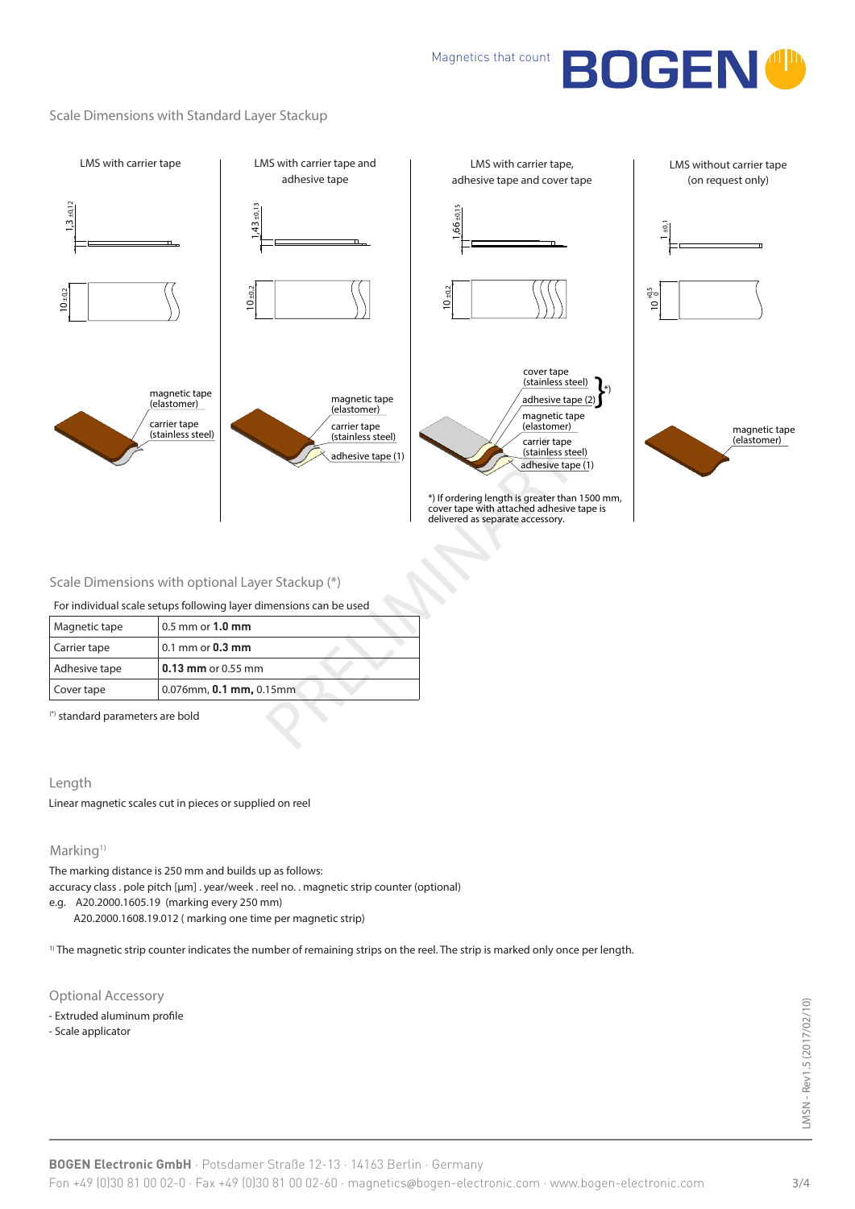## Scale Dimensions with Standard Layer Stackup

LMS with carrier tape

1,3 ±0,12

10 ±0,2

magnetic tape (elastomer)

carrier tape (stainless steel)

LMS with carrier tape and adhesive tape

1,43 ±0,13

10 ±0,2

magnetic tape (elastomer)

carrier tape (stainless steel)

adhesive tape (1)

LMS with carrier tape, adhesive tape and cover tape

1,66 ±0,15

10 ±0,2

cover tape (stainless steel)

adhesive tape (2)

*)

magnetic tape (elastomer)

carrier tape (stainless steel)

adhesive tape (1)

*) If ordering length is greater than 1500 mm, cover tape with attached adhesive tape is delivered as separate accessory.

LMS without carrier tape (on request only)

1 ±0,1

$10^{+0,5}_{0}$

magnetic tape (elastomer)

## Scale Dimensions with optional Layer Stackup (*)

For individual scale setups following layer dimensions can be used

| | |
|---|---|
| Magnetic tape | 0.5 mm or **1.0 mm** |
| Carrier tape | 0.1 mm or **0.3 mm** |
| Adhesive tape | **0.13 mm** or 0.55 mm |
| Cover tape | 0.076mm, **0.1 mm,** 0.15mm |

(*) standard parameters are bold

## Length

Linear magnetic scales cut in pieces or supplied on reel

## Marking[1)]

The marking distance is 250 mm and builds up as follows:
accuracy class . pole pitch [µm] . year/week . reel no. . magnetic strip counter (optional)
e.g. A20.2000.1605.19 (marking every 250 mm)
A20.2000.1608.19.012 ( marking one time per magnetic strip)

[1)] The magnetic strip counter indicates the number of remaining strips on the reel. The strip is marked only once per length.

## Optional Accessory

- Extruded aluminum profile
- Scale applicator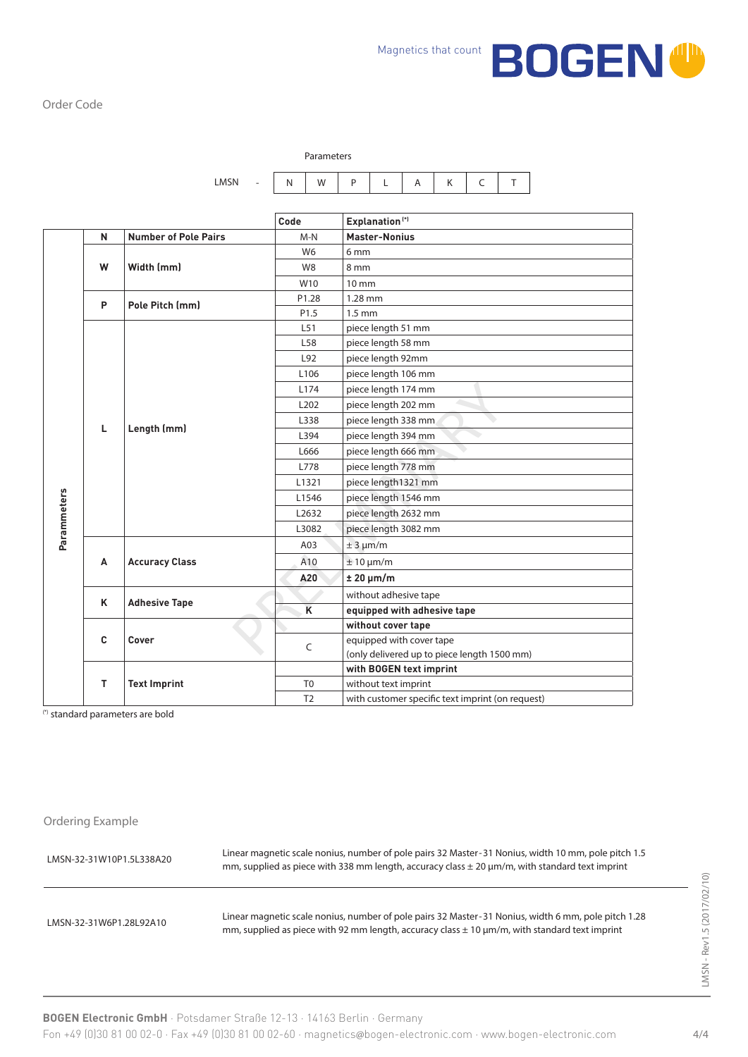## Order Code

Parameters

| LMSN | - | N | W | P | L | A | K | C | T |
|---|---|---|---|---|---|---|---|---|---|

| | | | Code | Explanation [*] |
|---|---|---|---|---|
| Parammeters | N | Number of Pole Pairs | M-N | **Master-Nonius** |
| | W | Width (mm) | W6 | 6 mm |
| | | | W8 | 8 mm |
| | | | W10 | 10 mm |
| | P | Pole Pitch (mm) | P1.28 | 1.28 mm |
| | | | P1.5 | 1.5 mm |
| | L | Length (mm) | L51 | piece length 51 mm |
| | | | L58 | piece length 58 mm |
| | | | L92 | piece length 92mm |
| | | | L106 | piece length 106 mm |
| | | | L174 | piece length 174 mm |
| | | | L202 | piece length 202 mm |
| | | | L338 | piece length 338 mm |
| | | | L394 | piece length 394 mm |
| | | | L666 | piece length 666 mm |
| | | | L778 | piece length 778 mm |
| | | | L1321 | piece length1321 mm |
| | | | L1546 | piece length 1546 mm |
| | | | L2632 | piece length 2632 mm |
| | | | L3082 | piece length 3082 mm |
| | A | Accuracy Class | A03 | ± 3 µm/m |
| | | | A10 | ± 10 µm/m |
| | | | **A20** | **± 20 µm/m** |
| | K | Adhesive Tape | | without adhesive tape |
| | | | **K** | **equipped with adhesive tape** |
| | C | Cover | | **without cover tape** |
| | | | C | equipped with cover tape (only delivered up to piece length 1500 mm) |
| | T | Text Imprint | | **with BOGEN text imprint** |
| | | | T0 | without text imprint |
| | | | T2 | with customer specific text imprint (on request) |

[*] standard parameters are bold

## Ordering Example

| | |
|---|---|
| LMSN-32-31W10P1.5L338A20 | Linear magnetic scale nonius, number of pole pairs 32 Master-31 Nonius, width 10 mm, pole pitch 1.5 mm, supplied as piece with 338 mm length, accuracy class ± 20 µm/m, with standard text imprint |
| LMSN-32-31W6P1.28L92A10 | Linear magnetic scale nonius, number of pole pairs 32 Master-31 Nonius, width 6 mm, pole pitch 1.28 mm, supplied as piece with 92 mm length, accuracy class ± 10 µm/m, with standard text imprint |